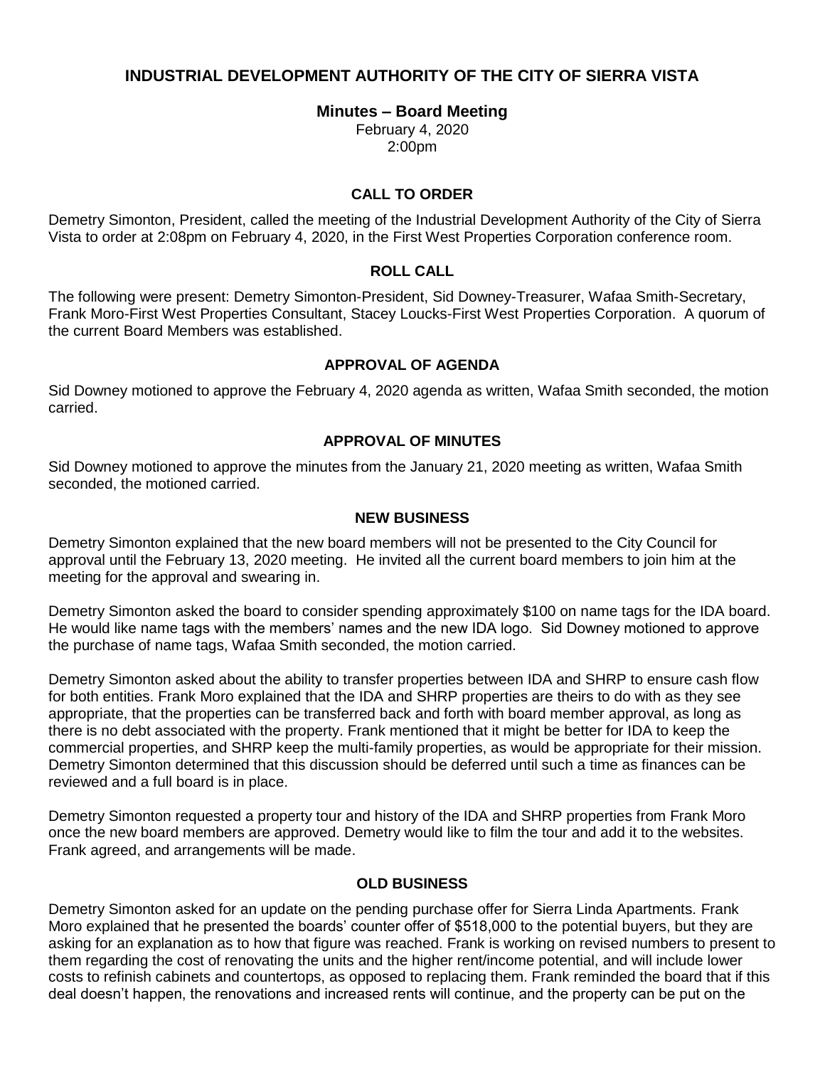# INDUSTRIAL DEVELOPMENT AUTHORITY OF THE CITY OF SIERRA VISTA

## Minutes – Board Meeting

February 4, 2020
2:00pm

### CALL TO ORDER

Demetry Simonton, President, called the meeting of the Industrial Development Authority of the City of Sierra Vista to order at 2:08pm on February 4, 2020, in the First West Properties Corporation conference room.

### ROLL CALL

The following were present: Demetry Simonton-President, Sid Downey-Treasurer, Wafaa Smith-Secretary, Frank Moro-First West Properties Consultant, Stacey Loucks-First West Properties Corporation. A quorum of the current Board Members was established.

### APPROVAL OF AGENDA

Sid Downey motioned to approve the February 4, 2020 agenda as written, Wafaa Smith seconded, the motion carried.

### APPROVAL OF MINUTES

Sid Downey motioned to approve the minutes from the January 21, 2020 meeting as written, Wafaa Smith seconded, the motioned carried.

### NEW BUSINESS

Demetry Simonton explained that the new board members will not be presented to the City Council for approval until the February 13, 2020 meeting. He invited all the current board members to join him at the meeting for the approval and swearing in.

Demetry Simonton asked the board to consider spending approximately $100 on name tags for the IDA board. He would like name tags with the members' names and the new IDA logo. Sid Downey motioned to approve the purchase of name tags, Wafaa Smith seconded, the motion carried.

Demetry Simonton asked about the ability to transfer properties between IDA and SHRP to ensure cash flow for both entities. Frank Moro explained that the IDA and SHRP properties are theirs to do with as they see appropriate, that the properties can be transferred back and forth with board member approval, as long as there is no debt associated with the property. Frank mentioned that it might be better for IDA to keep the commercial properties, and SHRP keep the multi-family properties, as would be appropriate for their mission. Demetry Simonton determined that this discussion should be deferred until such a time as finances can be reviewed and a full board is in place.

Demetry Simonton requested a property tour and history of the IDA and SHRP properties from Frank Moro once the new board members are approved. Demetry would like to film the tour and add it to the websites. Frank agreed, and arrangements will be made.

### OLD BUSINESS

Demetry Simonton asked for an update on the pending purchase offer for Sierra Linda Apartments. Frank Moro explained that he presented the boards' counter offer of $518,000 to the potential buyers, but they are asking for an explanation as to how that figure was reached. Frank is working on revised numbers to present to them regarding the cost of renovating the units and the higher rent/income potential, and will include lower costs to refinish cabinets and countertops, as opposed to replacing them. Frank reminded the board that if this deal doesn't happen, the renovations and increased rents will continue, and the property can be put on the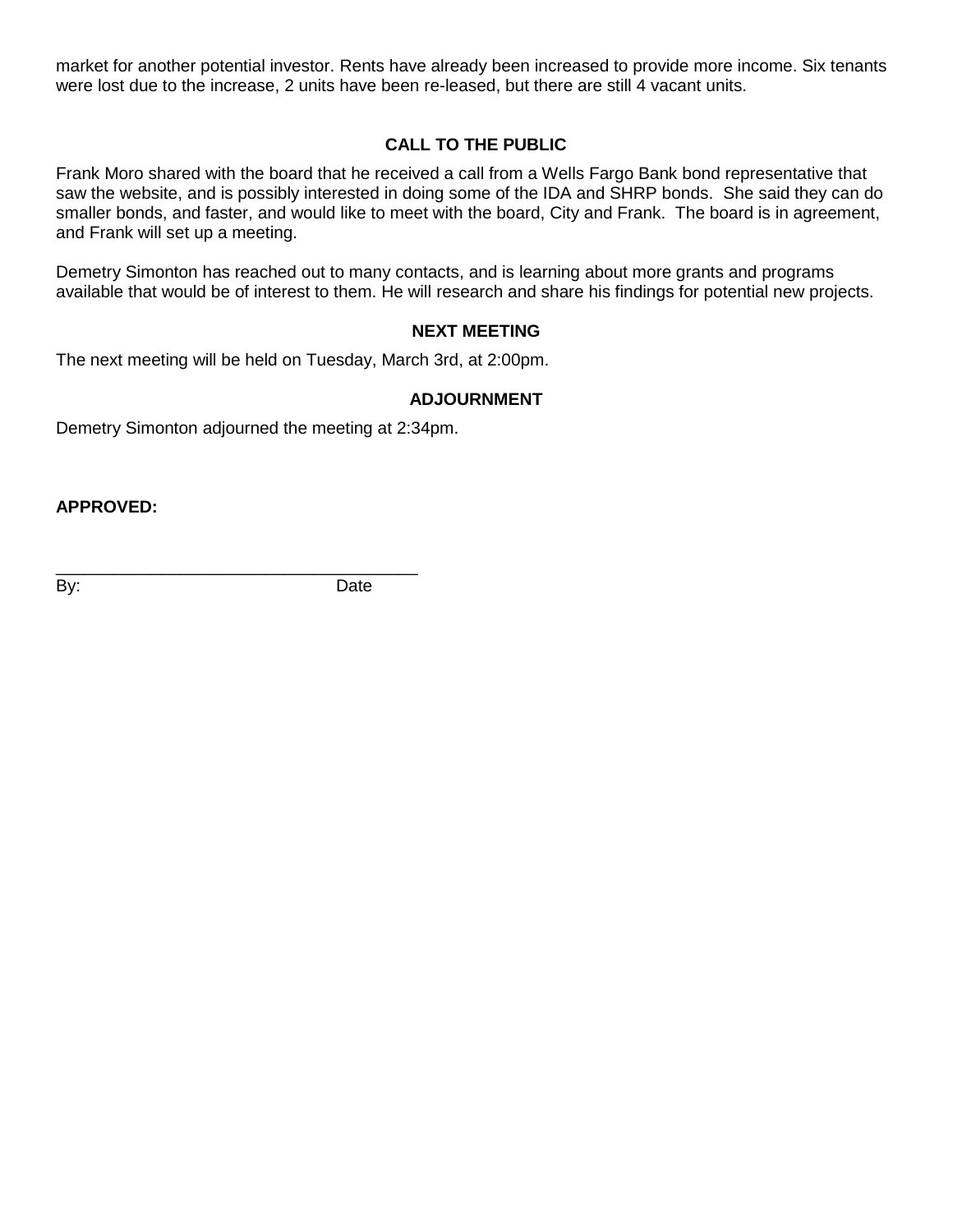market for another potential investor. Rents have already been increased to provide more income. Six tenants were lost due to the increase, 2 units have been re-leased, but there are still 4 vacant units.

## CALL TO THE PUBLIC

Frank Moro shared with the board that he received a call from a Wells Fargo Bank bond representative that saw the website, and is possibly interested in doing some of the IDA and SHRP bonds. She said they can do smaller bonds, and faster, and would like to meet with the board, City and Frank. The board is in agreement, and Frank will set up a meeting.

Demetry Simonton has reached out to many contacts, and is learning about more grants and programs available that would be of interest to them. He will research and share his findings for potential new projects.

## NEXT MEETING

The next meeting will be held on Tuesday, March 3rd, at 2:00pm.

## ADJOURNMENT

Demetry Simonton adjourned the meeting at 2:34pm.

**APPROVED:**

\_\_\_\_\_\_\_\_\_\_\_\_\_\_\_\_\_\_\_\_\_\_\_\_\_\_\_\_\_\_\_\_\_\_\_\_\_\_

By: Date